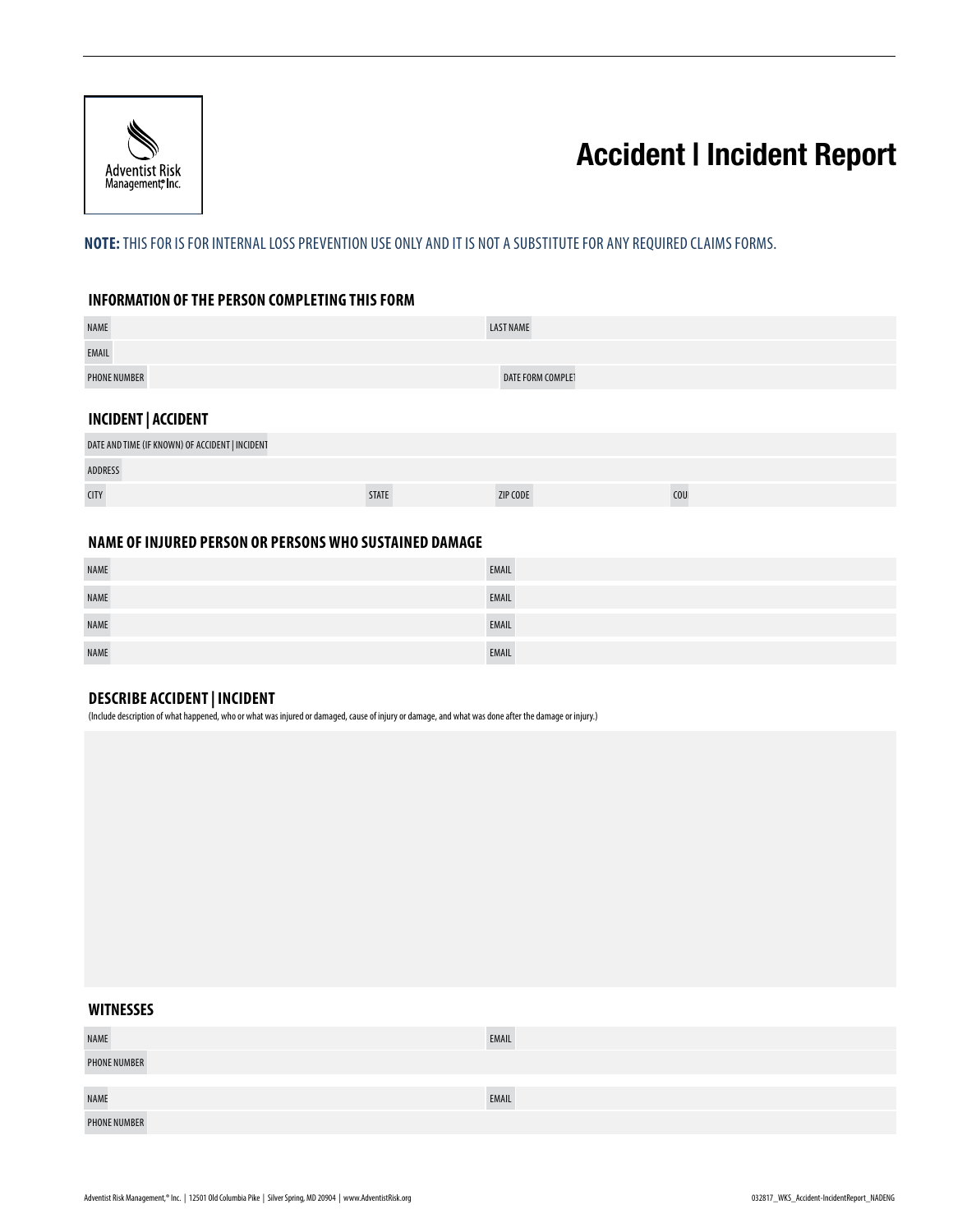Adventist Risk Management,® Inc.

# Accident | Incident Report

**NOTE:** THIS FOR IS FOR INTERNAL LOSS PREVENTION USE ONLY AND IT IS NOT A SUBSTITUTE FOR ANY REQUIRED CLAIMS FORMS.

## INFORMATION OF THE PERSON COMPLETING THIS FORM

| | |
|---|---|
| NAME | LAST NAME |
| EMAIL | |
| PHONE NUMBER | DATE FORM COMPLET |

## INCIDENT | ACCIDENT

| | | | |
|---|---|---|---|
| DATE AND TIME (IF KNOWN) OF ACCIDENT \| INCIDENT | | | |
| ADDRESS | | | |
| CITY | STATE | ZIP CODE | COU |

## NAME OF INJURED PERSON OR PERSONS WHO SUSTAINED DAMAGE

| | |
|---|---|
| NAME | EMAIL |
| NAME | EMAIL |
| NAME | EMAIL |
| NAME | EMAIL |

## DESCRIBE ACCIDENT | INCIDENT

(Include description of what happened, who or what was injured or damaged, cause of injury or damage, and what was done after the damage or injury.)

## WITNESSES

| | |
|---|---|
| NAME | EMAIL |
| PHONE NUMBER | |

| | |
|---|---|
| NAME | EMAIL |
| PHONE NUMBER | |

Adventist Risk Management,® Inc. | 12501 Old Columbia Pike | Silver Spring, MD 20904 | www.AdventistRisk.org

032817_WKS_Accident-IncidentReport_NADENG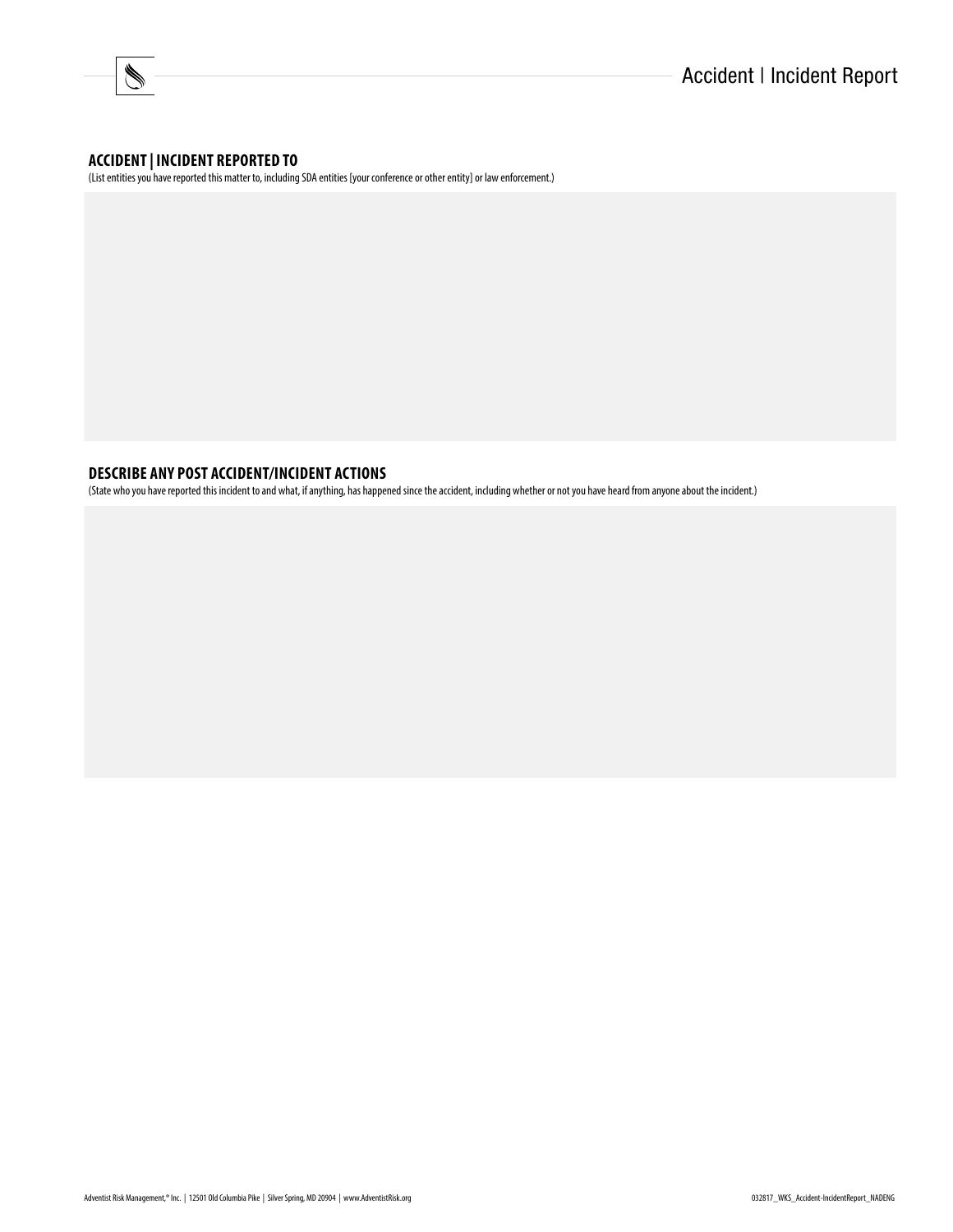## ACCIDENT | INCIDENT REPORTED TO

(List entities you have reported this matter to, including SDA entities [your conference or other entity] or law enforcement.)

## DESCRIBE ANY POST ACCIDENT/INCIDENT ACTIONS

(State who you have reported this incident to and what, if anything, has happened since the accident, including whether or not you have heard from anyone about the incident.)